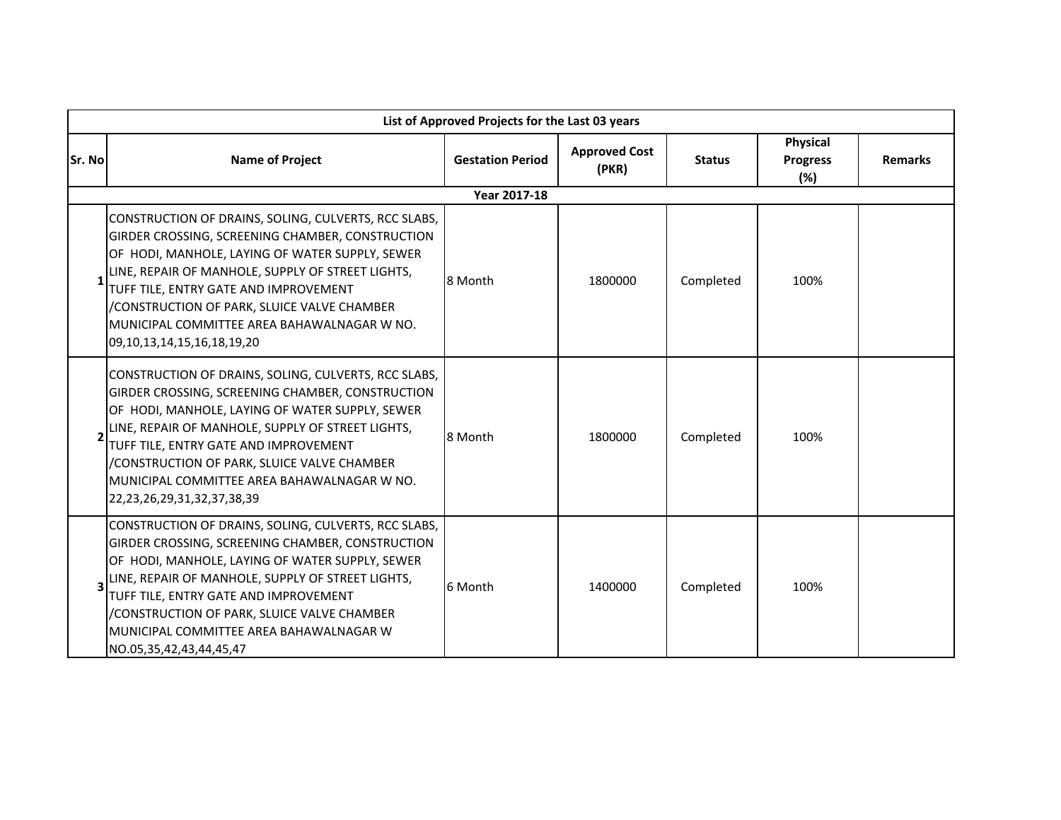| List of Approved Projects for the Last 03 years | | | | | | |
|---|---|---|---|---|---|---|
| **Sr. No** | **Name of Project** | **Gestation Period** | **Approved Cost (PKR)** | **Status** | **Physical Progress (%)** | **Remarks** |
| | | **Year 2017-18** | | | | |
| 1 | CONSTRUCTION OF DRAINS, SOLING, CULVERTS, RCC SLABS, GIRDER CROSSING, SCREENING CHAMBER, CONSTRUCTION OF HODI, MANHOLE, LAYING OF WATER SUPPLY, SEWER LINE, REPAIR OF MANHOLE, SUPPLY OF STREET LIGHTS, TUFF TILE, ENTRY GATE AND IMPROVEMENT /CONSTRUCTION OF PARK, SLUICE VALVE CHAMBER MUNICIPAL COMMITTEE AREA BAHAWALNAGAR W NO. 09,10,13,14,15,16,18,19,20 | 8 Month | 1800000 | Completed | 100% | |
| 2 | CONSTRUCTION OF DRAINS, SOLING, CULVERTS, RCC SLABS, GIRDER CROSSING, SCREENING CHAMBER, CONSTRUCTION OF HODI, MANHOLE, LAYING OF WATER SUPPLY, SEWER LINE, REPAIR OF MANHOLE, SUPPLY OF STREET LIGHTS, TUFF TILE, ENTRY GATE AND IMPROVEMENT /CONSTRUCTION OF PARK, SLUICE VALVE CHAMBER MUNICIPAL COMMITTEE AREA BAHAWALNAGAR W NO. 22,23,26,29,31,32,37,38,39 | 8 Month | 1800000 | Completed | 100% | |
| 3 | CONSTRUCTION OF DRAINS, SOLING, CULVERTS, RCC SLABS, GIRDER CROSSING, SCREENING CHAMBER, CONSTRUCTION OF HODI, MANHOLE, LAYING OF WATER SUPPLY, SEWER LINE, REPAIR OF MANHOLE, SUPPLY OF STREET LIGHTS, TUFF TILE, ENTRY GATE AND IMPROVEMENT /CONSTRUCTION OF PARK, SLUICE VALVE CHAMBER MUNICIPAL COMMITTEE AREA BAHAWALNAGAR W NO.05,35,42,43,44,45,47 | 6 Month | 1400000 | Completed | 100% | |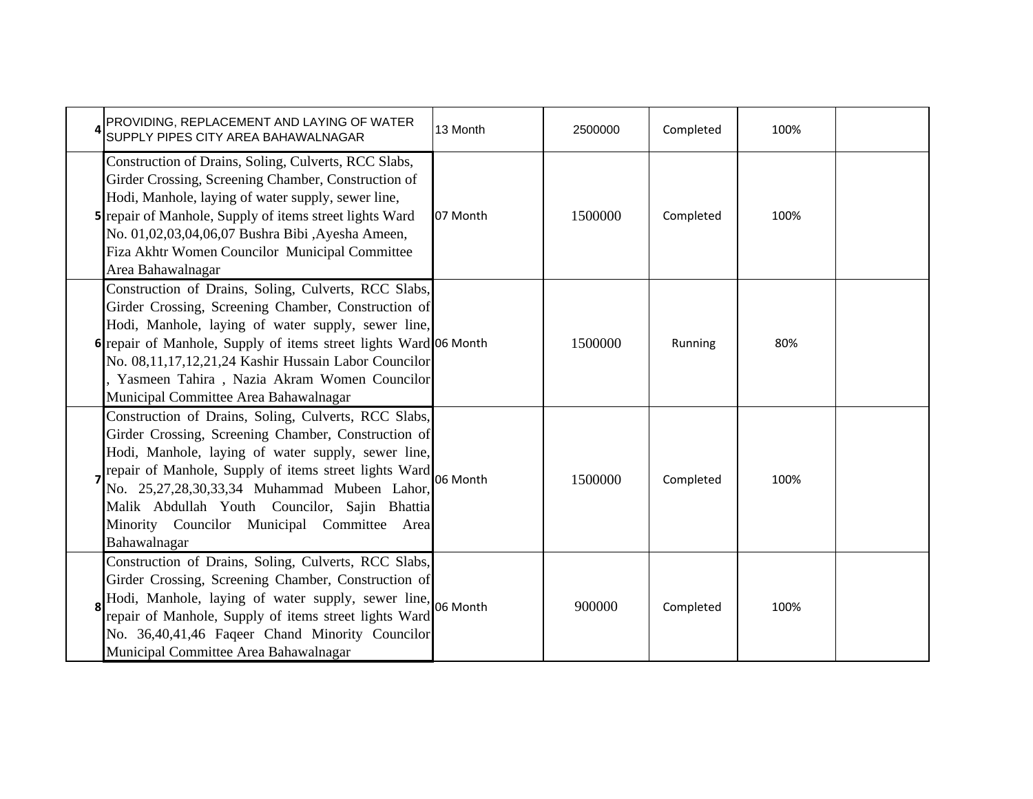| | | | | | | |
|---|---|---|---|---|---|---|
| 4 | PROVIDING, REPLACEMENT AND LAYING OF WATER SUPPLY PIPES CITY AREA BAHAWALNAGAR | 13 Month | 2500000 | Completed | 100% | |
| 5 | Construction of Drains, Soling, Culverts, RCC Slabs, Girder Crossing, Screening Chamber, Construction of Hodi, Manhole, laying of water supply, sewer line, repair of Manhole, Supply of items street lights Ward No. 01,02,03,04,06,07 Bushra Bibi ,Ayesha Ameen, Fiza Akhtr Women Councilor Municipal Committee Area Bahawalnagar | 07 Month | 1500000 | Completed | 100% | |
| 6 | Construction of Drains, Soling, Culverts, RCC Slabs, Girder Crossing, Screening Chamber, Construction of Hodi, Manhole, laying of water supply, sewer line, repair of Manhole, Supply of items street lights Ward No. 08,11,17,12,21,24 Kashir Hussain Labor Councilor , Yasmeen Tahira , Nazia Akram Women Councilor Municipal Committee Area Bahawalnagar | 06 Month | 1500000 | Running | 80% | |
| 7 | Construction of Drains, Soling, Culverts, RCC Slabs, Girder Crossing, Screening Chamber, Construction of Hodi, Manhole, laying of water supply, sewer line, repair of Manhole, Supply of items street lights Ward No. 25,27,28,30,33,34 Muhammad Mubeen Lahor, Malik Abdullah Youth Councilor, Sajin Bhattia Minority Councilor Municipal Committee Area Bahawalnagar | 06 Month | 1500000 | Completed | 100% | |
| 8 | Construction of Drains, Soling, Culverts, RCC Slabs, Girder Crossing, Screening Chamber, Construction of Hodi, Manhole, laying of water supply, sewer line, repair of Manhole, Supply of items street lights Ward No. 36,40,41,46 Faqeer Chand Minority Councilor Municipal Committee Area Bahawalnagar | 06 Month | 900000 | Completed | 100% | |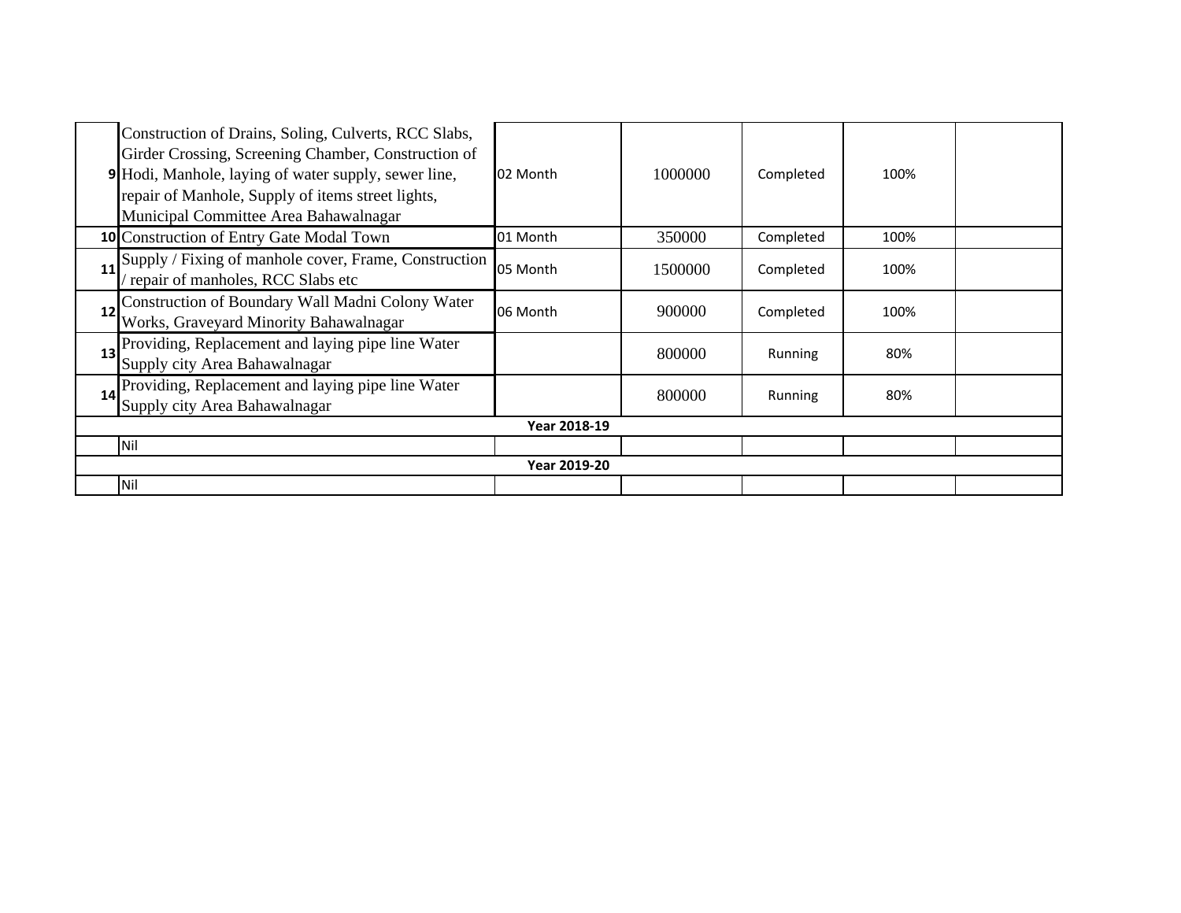| | | | | | | |
|---|---|---|---|---|---|---|
| 9 | Construction of Drains, Soling, Culverts, RCC Slabs, Girder Crossing, Screening Chamber, Construction of Hodi, Manhole, laying of water supply, sewer line, repair of Manhole, Supply of items street lights, Municipal Committee Area Bahawalnagar | 02 Month | 1000000 | Completed | 100% | |
| 10 | Construction of Entry Gate Modal Town | 01 Month | 350000 | Completed | 100% | |
| 11 | Supply / Fixing of manhole cover, Frame, Construction / repair of manholes, RCC Slabs etc | 05 Month | 1500000 | Completed | 100% | |
| 12 | Construction of Boundary Wall Madni Colony Water Works, Graveyard Minority Bahawalnagar | 06 Month | 900000 | Completed | 100% | |
| 13 | Providing, Replacement and laying pipe line Water Supply city Area Bahawalnagar | | 800000 | Running | 80% | |
| 14 | Providing, Replacement and laying pipe line Water Supply city Area Bahawalnagar | | 800000 | Running | 80% | |
| | | **Year 2018-19** | | | | |
| | Nil | | | | | |
| | | **Year 2019-20** | | | | |
| | Nil | | | | | |